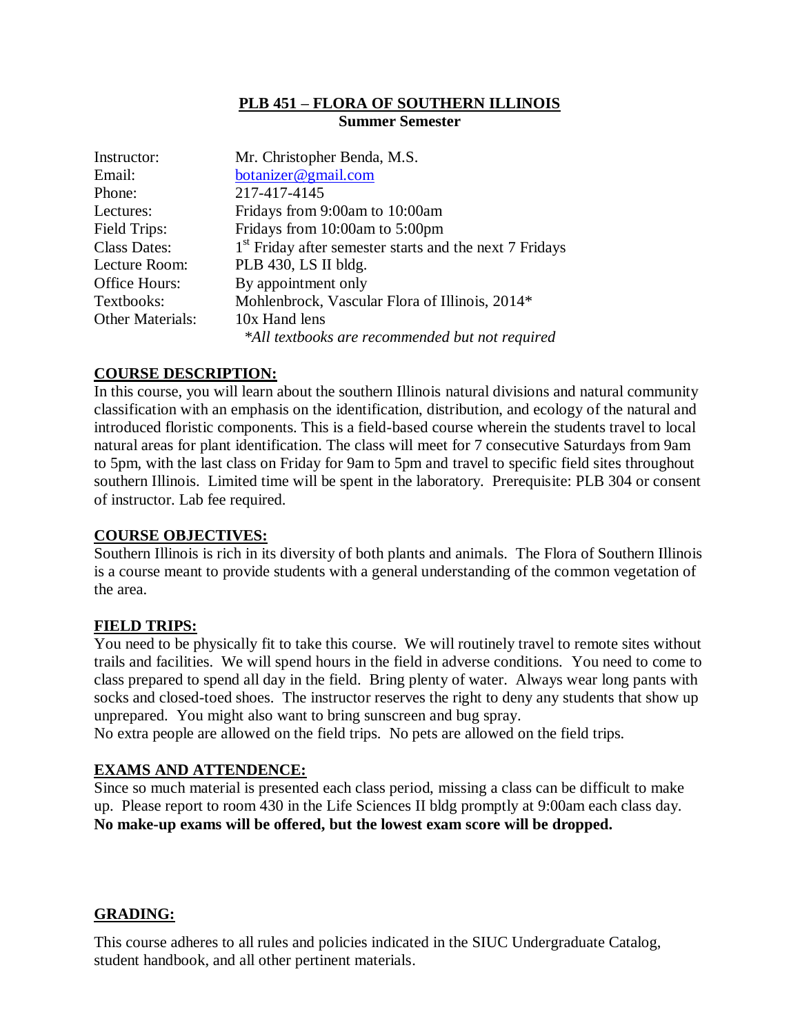# PLB 451 – FLORA OF SOUTHERN ILLINOIS

**Summer Semester**

| | |
|---|---|
| Instructor: | Mr. Christopher Benda, M.S. |
| Email: | botanizer@gmail.com |
| Phone: | 217-417-4145 |
| Lectures: | Fridays from 9:00am to 10:00am |
| Field Trips: | Fridays from 10:00am to 5:00pm |
| Class Dates: | 1st Friday after semester starts and the next 7 Fridays |
| Lecture Room: | PLB 430, LS II bldg. |
| Office Hours: | By appointment only |
| Textbooks: | Mohlenbrock, Vascular Flora of Illinois, 2014* |
| Other Materials: | 10x Hand lens |
| | *\*All textbooks are recommended but not required* |

## COURSE DESCRIPTION:

In this course, you will learn about the southern Illinois natural divisions and natural community classification with an emphasis on the identification, distribution, and ecology of the natural and introduced floristic components. This is a field-based course wherein the students travel to local natural areas for plant identification. The class will meet for 7 consecutive Saturdays from 9am to 5pm, with the last class on Friday for 9am to 5pm and travel to specific field sites throughout southern Illinois. Limited time will be spent in the laboratory. Prerequisite: PLB 304 or consent of instructor. Lab fee required.

## COURSE OBJECTIVES:

Southern Illinois is rich in its diversity of both plants and animals. The Flora of Southern Illinois is a course meant to provide students with a general understanding of the common vegetation of the area.

## FIELD TRIPS:

You need to be physically fit to take this course. We will routinely travel to remote sites without trails and facilities. We will spend hours in the field in adverse conditions. You need to come to class prepared to spend all day in the field. Bring plenty of water. Always wear long pants with socks and closed-toed shoes. The instructor reserves the right to deny any students that show up unprepared. You might also want to bring sunscreen and bug spray.

No extra people are allowed on the field trips. No pets are allowed on the field trips.

## EXAMS AND ATTENDENCE:

Since so much material is presented each class period, missing a class can be difficult to make up. Please report to room 430 in the Life Sciences II bldg promptly at 9:00am each class day. **No make-up exams will be offered, but the lowest exam score will be dropped.**

## GRADING:

This course adheres to all rules and policies indicated in the SIUC Undergraduate Catalog, student handbook, and all other pertinent materials.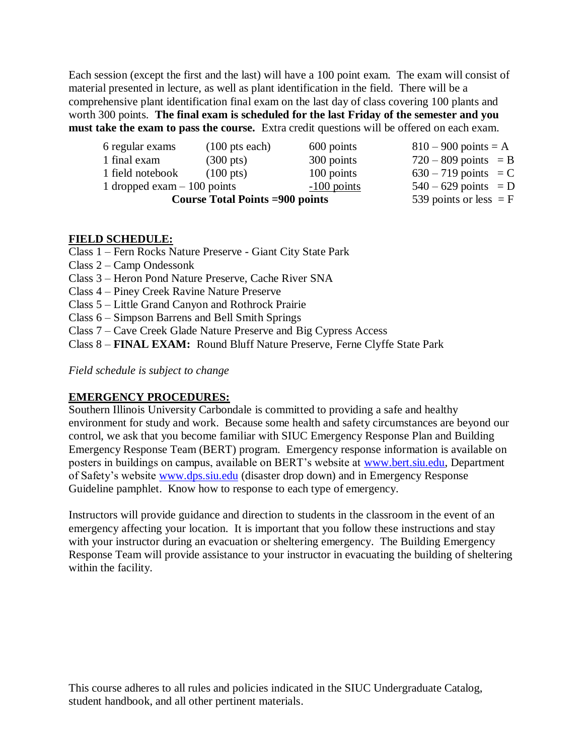Each session (except the first and the last) will have a 100 point exam. The exam will consist of material presented in lecture, as well as plant identification in the field. There will be a comprehensive plant identification final exam on the last day of class covering 100 plants and worth 300 points. **The final exam is scheduled for the last Friday of the semester and you must take the exam to pass the course.** Extra credit questions will be offered on each exam.

| | | | |
|---|---|---|---|
| 6 regular exams | (100 pts each) | 600 points | 810 – 900 points = A |
| 1 final exam | (300 pts) | 300 points | 720 – 809 points = B |
| 1 field notebook | (100 pts) | 100 points | 630 – 719 points = C |
| 1 dropped exam – 100 points | | -100 points | 540 – 629 points = D |
| **Course Total Points =900 points** | | | 539 points or less = F |

## FIELD SCHEDULE:

Class 1 – Fern Rocks Nature Preserve - Giant City State Park
Class 2 – Camp Ondessonk
Class 3 – Heron Pond Nature Preserve, Cache River SNA
Class 4 – Piney Creek Ravine Nature Preserve
Class 5 – Little Grand Canyon and Rothrock Prairie
Class 6 – Simpson Barrens and Bell Smith Springs
Class 7 – Cave Creek Glade Nature Preserve and Big Cypress Access
Class 8 – **FINAL EXAM:** Round Bluff Nature Preserve, Ferne Clyffe State Park

*Field schedule is subject to change*

## EMERGENCY PROCEDURES:

Southern Illinois University Carbondale is committed to providing a safe and healthy environment for study and work. Because some health and safety circumstances are beyond our control, we ask that you become familiar with SIUC Emergency Response Plan and Building Emergency Response Team (BERT) program. Emergency response information is available on posters in buildings on campus, available on BERT's website at www.bert.siu.edu, Department of Safety's website www.dps.siu.edu (disaster drop down) and in Emergency Response Guideline pamphlet. Know how to response to each type of emergency.

Instructors will provide guidance and direction to students in the classroom in the event of an emergency affecting your location. It is important that you follow these instructions and stay with your instructor during an evacuation or sheltering emergency. The Building Emergency Response Team will provide assistance to your instructor in evacuating the building of sheltering within the facility.

This course adheres to all rules and policies indicated in the SIUC Undergraduate Catalog, student handbook, and all other pertinent materials.